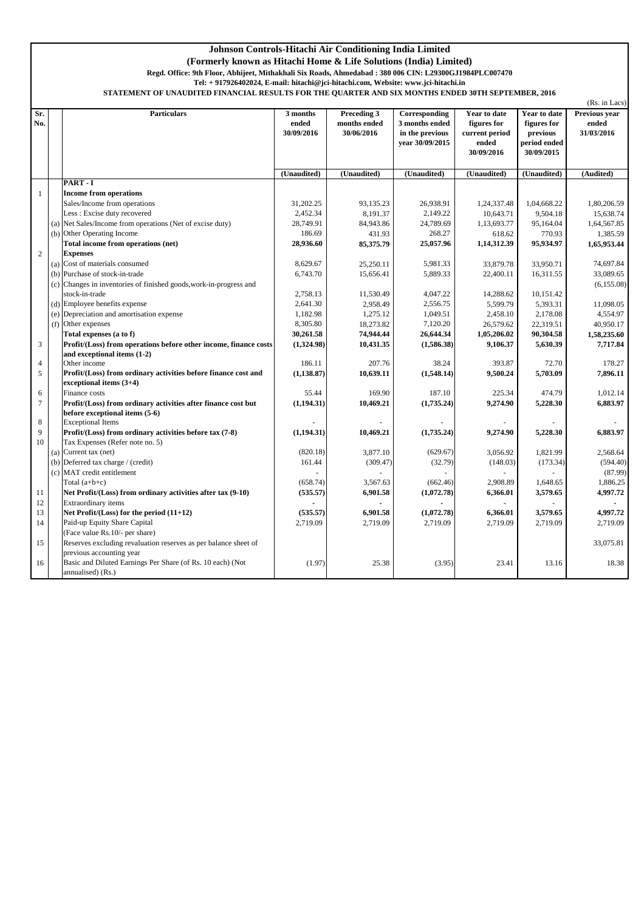# Johnson Controls-Hitachi Air Conditioning India Limited

## (Formerly known as Hitachi Home & Life Solutions (India) Limited)

**Regd. Office: 9th Floor, Abhijeet, Mithakhali Six Roads, Ahmedabad : 380 006 CIN: L29300GJ1984PLC007470**

**Tel: + 917926402024, E-mail: hitachi@jci-hitachi.com, Website: www.jci-hitachi.in**

**STATEMENT OF UNAUDITED FINANCIAL RESULTS FOR THE QUARTER AND SIX MONTHS ENDED 30TH SEPTEMBER, 2016**

(Rs. in Lacs)

| Sr. No. | | Particulars | 3 months ended 30/09/2016 | Preceding 3 months ended 30/06/2016 | Corresponding 3 months ended in the previous year 30/09/2015 | Year to date figures for current period ended 30/09/2016 | Year to date figures for previous period ended 30/09/2015 | Previous year ended 31/03/2016 |
|---|---|---|---|---|---|---|---|---|
| | | | (Unaudited) | (Unaudited) | (Unaudited) | (Unaudited) | (Unaudited) | (Audited) |
| | | **PART - I** | | | | | | |
| 1 | | **Income from operations** | | | | | | |
| | | Sales/Income from operations | 31,202.25 | 93,135.23 | 26,938.91 | 1,24,337.48 | 1,04,668.22 | 1,80,206.59 |
| | | Less : Excise duty recovered | 2,452.34 | 8,191.37 | 2,149.22 | 10,643.71 | 9,504.18 | 15,638.74 |
| | (a) | Net Sales/Income from operations (Net of excise duty) | 28,749.91 | 84,943.86 | 24,789.69 | 1,13,693.77 | 95,164.04 | 1,64,567.85 |
| | (b) | Other Operating Income | 186.69 | 431.93 | 268.27 | 618.62 | 770.93 | 1,385.59 |
| | | **Total income from operations (net)** | **28,936.60** | **85,375.79** | **25,057.96** | **1,14,312.39** | **95,934.97** | **1,65,953.44** |
| 2 | | **Expenses** | | | | | | |
| | (a) | Cost of materials consumed | 8,629.67 | 25,250.11 | 5,981.33 | 33,879.78 | 33,950.71 | 74,697.84 |
| | (b) | Purchase of stock-in-trade | 6,743.70 | 15,656.41 | 5,889.33 | 22,400.11 | 16,311.55 | 33,089.65 |
| | (c) | Changes in inventories of finished goods,work-in-progress and stock-in-trade | 2,758.13 | 11,530.49 | 4,047.22 | 14,288.62 | 10,151.42 | (6,155.08) |
| | (d) | Employee benefits expense | 2,641.30 | 2,958.49 | 2,556.75 | 5,599.79 | 5,393.31 | 11,098.05 |
| | (e) | Depreciation and amortisation expense | 1,182.98 | 1,275.12 | 1,049.51 | 2,458.10 | 2,178.08 | 4,554.97 |
| | (f) | Other expenses | 8,305.80 | 18,273.82 | 7,120.20 | 26,579.62 | 22,319.51 | 40,950.17 |
| | | **Total expenses (a to f)** | **30,261.58** | **74,944.44** | **26,644.34** | **1,05,206.02** | **90,304.58** | **1,58,235.60** |
| 3 | | **Profit/(Loss) from operations before other income, finance costs and exceptional items (1-2)** | **(1,324.98)** | **10,431.35** | **(1,586.38)** | **9,106.37** | **5,630.39** | **7,717.84** |
| 4 | | Other income | 186.11 | 207.76 | 38.24 | 393.87 | 72.70 | 178.27 |
| 5 | | **Profit/(Loss) from ordinary activities before finance cost and exceptional items (3+4)** | **(1,138.87)** | **10,639.11** | **(1,548.14)** | **9,500.24** | **5,703.09** | **7,896.11** |
| 6 | | Finance costs | 55.44 | 169.90 | 187.10 | 225.34 | 474.79 | 1,012.14 |
| 7 | | **Profit/(Loss) from ordinary activities after finance cost but before exceptional items (5-6)** | **(1,194.31)** | **10,469.21** | **(1,735.24)** | **9,274.90** | **5,228.30** | **6,883.97** |
| 8 | | Exceptional Items | - | - | - | - | - | - |
| 9 | | **Profit/(Loss) from ordinary activities before tax (7-8)** | **(1,194.31)** | **10,469.21** | **(1,735.24)** | **9,274.90** | **5,228.30** | **6,883.97** |
| 10 | | Tax Expenses (Refer note no. 5) | | | | | | |
| | (a) | Current tax (net) | (820.18) | 3,877.10 | (629.67) | 3,056.92 | 1,821.99 | 2,568.64 |
| | (b) | Deferred tax charge / (credit) | 161.44 | (309.47) | (32.79) | (148.03) | (173.34) | (594.40) |
| | (c) | MAT credit entitlement | - | - | - | - | - | (87.99) |
| | | Total (a+b+c) | (658.74) | 3,567.63 | (662.46) | 2,908.89 | 1,648.65 | 1,886.25 |
| 11 | | **Net Profit/(Loss) from ordinary activities after tax (9-10)** | **(535.57)** | **6,901.58** | **(1,072.78)** | **6,366.01** | **3,579.65** | **4,997.72** |
| 12 | | Extraordinary items | - | - | - | - | - | - |
| 13 | | **Net Profit/(Loss) for the period (11+12)** | **(535.57)** | **6,901.58** | **(1,072.78)** | **6,366.01** | **3,579.65** | **4,997.72** |
| 14 | | Paid-up Equity Share Capital (Face value Rs.10/- per share) | 2,719.09 | 2,719.09 | 2,719.09 | 2,719.09 | 2,719.09 | 2,719.09 |
| 15 | | Reserves excluding revaluation reserves as per balance sheet of previous accounting year | | | | | | 33,075.81 |
| 16 | | Basic and Diluted Earnings Per Share (of Rs. 10 each) (Not annualised) (Rs.) | (1.97) | 25.38 | (3.95) | 23.41 | 13.16 | 18.38 |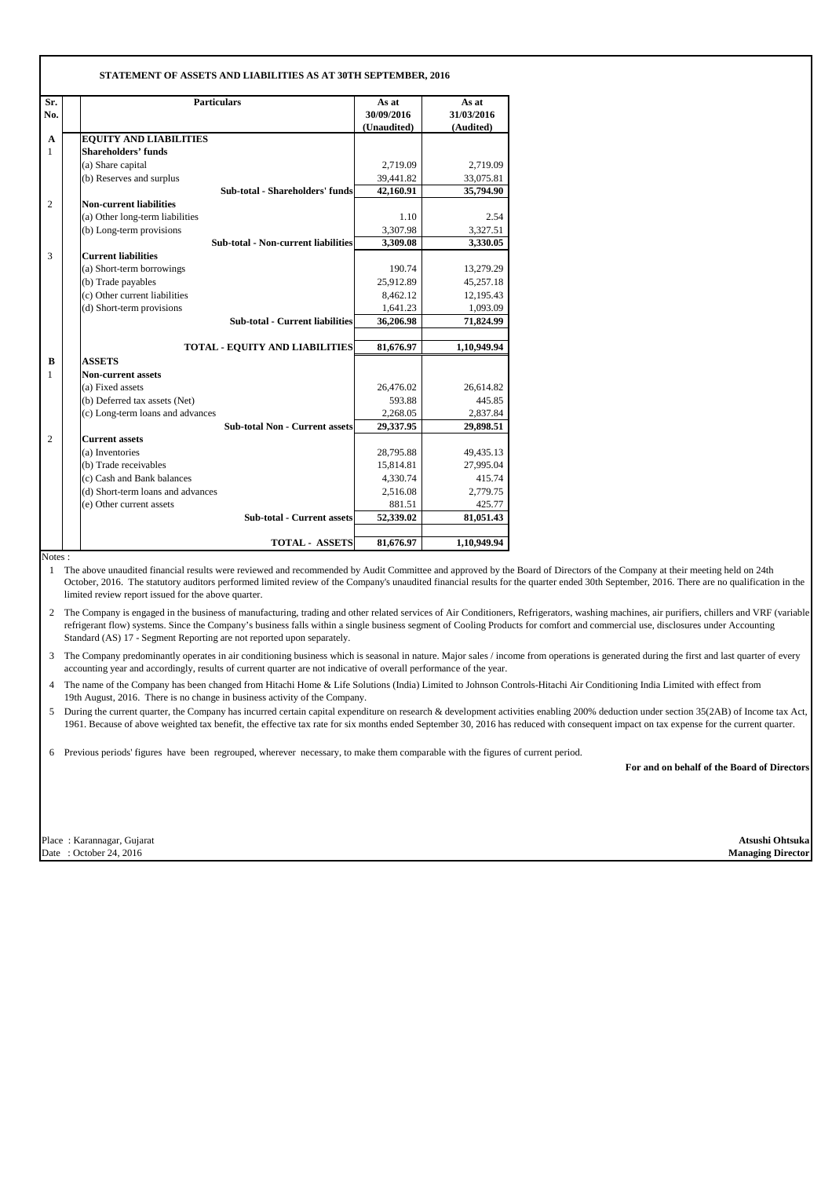### STATEMENT OF ASSETS AND LIABILITIES AS AT 30TH SEPTEMBER, 2016

| Sr. No. | | Particulars | As at 30/09/2016 (Unaudited) | As at 31/03/2016 (Audited) |
|---|---|---|---|---|
| **A** | | **EQUITY AND LIABILITIES** | | |
| 1 | | **Shareholders' funds** | | |
| | | (a) Share capital | 2,719.09 | 2,719.09 |
| | | (b) Reserves and surplus | 39,441.82 | 33,075.81 |
| | | **Sub-total - Shareholders' funds** | **42,160.91** | **35,794.90** |
| 2 | | **Non-current liabilities** | | |
| | | (a) Other long-term liabilities | 1.10 | 2.54 |
| | | (b) Long-term provisions | 3,307.98 | 3,327.51 |
| | | **Sub-total - Non-current liabilities** | **3,309.08** | **3,330.05** |
| 3 | | **Current liabilities** | | |
| | | (a) Short-term borrowings | 190.74 | 13,279.29 |
| | | (b) Trade payables | 25,912.89 | 45,257.18 |
| | | (c) Other current liabilities | 8,462.12 | 12,195.43 |
| | | (d) Short-term provisions | 1,641.23 | 1,093.09 |
| | | **Sub-total - Current liabilities** | **36,206.98** | **71,824.99** |
| | | **TOTAL - EQUITY AND LIABILITIES** | **81,676.97** | **1,10,949.94** |
| **B** | | **ASSETS** | | |
| 1 | | **Non-current assets** | | |
| | | (a) Fixed assets | 26,476.02 | 26,614.82 |
| | | (b) Deferred tax assets (Net) | 593.88 | 445.85 |
| | | (c) Long-term loans and advances | 2,268.05 | 2,837.84 |
| | | **Sub-total Non - Current assets** | **29,337.95** | **29,898.51** |
| 2 | | **Current assets** | | |
| | | (a) Inventories | 28,795.88 | 49,435.13 |
| | | (b) Trade receivables | 15,814.81 | 27,995.04 |
| | | (c) Cash and Bank balances | 4,330.74 | 415.74 |
| | | (d) Short-term loans and advances | 2,516.08 | 2,779.75 |
| | | (e) Other current assets | 881.51 | 425.77 |
| | | **Sub-total - Current assets** | **52,339.02** | **81,051.43** |
| | | **TOTAL - ASSETS** | **81,676.97** | **1,10,949.94** |

Notes :

1. The above unaudited financial results were reviewed and recommended by Audit Committee and approved by the Board of Directors of the Company at their meeting held on 24th October, 2016. The statutory auditors performed limited review of the Company's unaudited financial results for the quarter ended 30th September, 2016. There are no qualification in the limited review report issued for the above quarter.
2. The Company is engaged in the business of manufacturing, trading and other related services of Air Conditioners, Refrigerators, washing machines, air purifiers, chillers and VRF (variable refrigerant flow) systems. Since the Company's business falls within a single business segment of Cooling Products for comfort and commercial use, disclosures under Accounting Standard (AS) 17 - Segment Reporting are not reported upon separately.
3. The Company predominantly operates in air conditioning business which is seasonal in nature. Major sales / income from operations is generated during the first and last quarter of every accounting year and accordingly, results of current quarter are not indicative of overall performance of the year.
4. The name of the Company has been changed from Hitachi Home & Life Solutions (India) Limited to Johnson Controls-Hitachi Air Conditioning India Limited with effect from 19th August, 2016. There is no change in business activity of the Company.
5. During the current quarter, the Company has incurred certain capital expenditure on research & development activities enabling 200% deduction under section 35(2AB) of Income tax Act, 1961. Because of above weighted tax benefit, the effective tax rate for six months ended September 30, 2016 has reduced with consequent impact on tax expense for the current quarter.
6. Previous periods' figures have been regrouped, wherever necessary, to make them comparable with the figures of current period.

**For and on behalf of the Board of Directors**

Place : Karannagar, Gujarat
Date : October 24, 2016

**Atsushi Ohtsuka**
**Managing Director**